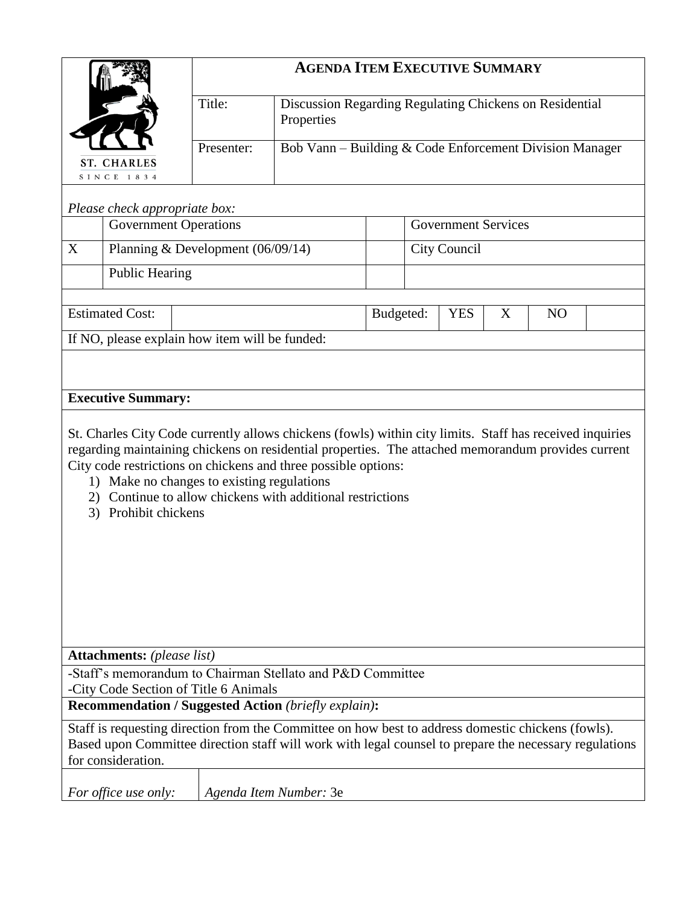# AGENDA ITEM EXECUTIVE SUMMARY

ST. CHARLES
SINCE 1834

| | |
|---|---|
| Title: | Discussion Regarding Regulating Chickens on Residential Properties |
| Presenter: | Bob Vann – Building & Code Enforcement Division Manager |

*Please check appropriate box:*

| | | | |
|---|---|---|---|
| | Government Operations | | Government Services |
| X | Planning & Development (06/09/14) | | City Council |
| | Public Hearing | | |

| | | | | | | |
|---|---|---|---|---|---|---|
| Estimated Cost: | | Budgeted: | YES | X | NO | |

If NO, please explain how item will be funded:

**Executive Summary:**

St. Charles City Code currently allows chickens (fowls) within city limits. Staff has received inquiries regarding maintaining chickens on residential properties. The attached memorandum provides current City code restrictions on chickens and three possible options:

1) Make no changes to existing regulations
2) Continue to allow chickens with additional restrictions
3) Prohibit chickens

**Attachments:** *(please list)*

-Staff's memorandum to Chairman Stellato and P&D Committee
-City Code Section of Title 6 Animals

**Recommendation / Suggested Action** *(briefly explain)***:**

Staff is requesting direction from the Committee on how best to address domestic chickens (fowls). Based upon Committee direction staff will work with legal counsel to prepare the necessary regulations for consideration.

| | |
|---|---|
| *For office use only:* | *Agenda Item Number:* 3e |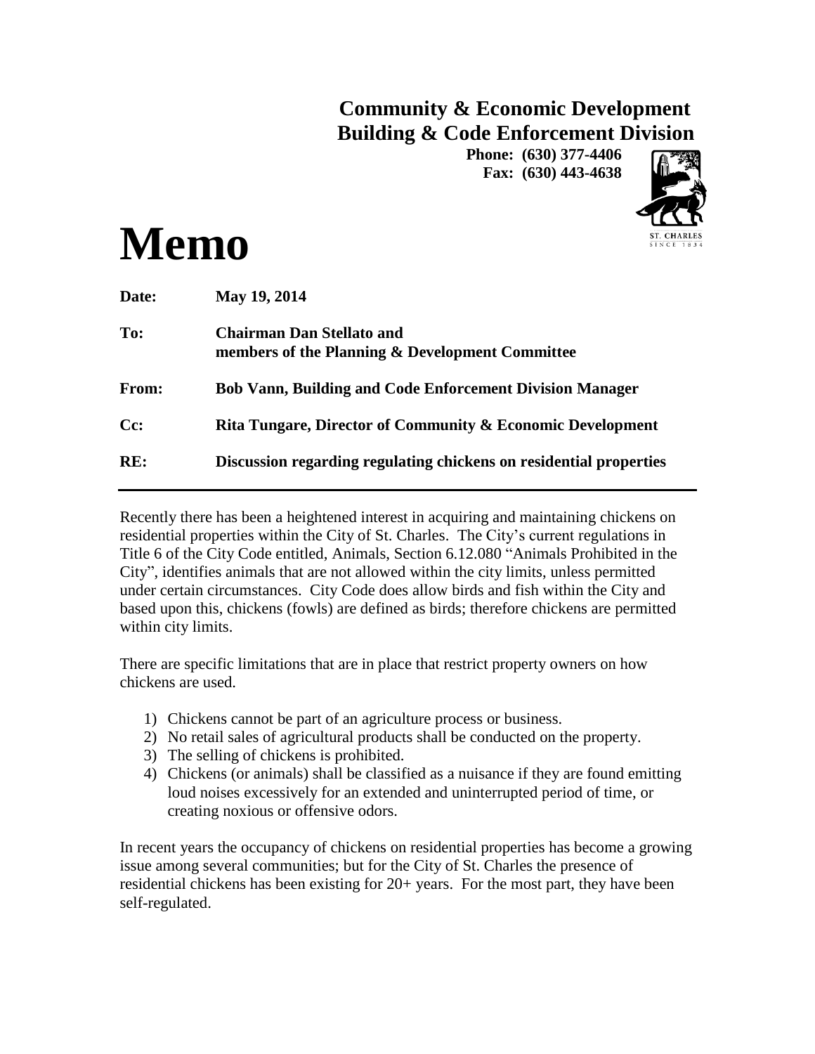**Community & Economic Development**
**Building & Code Enforcement Division**
**Phone: (630) 377-4406**
**Fax: (630) 443-4638**

# Memo

**Date:** **May 19, 2014**

**To:** **Chairman Dan Stellato and members of the Planning & Development Committee**

**From:** **Bob Vann, Building and Code Enforcement Division Manager**

**Cc:** **Rita Tungare, Director of Community & Economic Development**

**RE:** **Discussion regarding regulating chickens on residential properties**

---

Recently there has been a heightened interest in acquiring and maintaining chickens on residential properties within the City of St. Charles. The City's current regulations in Title 6 of the City Code entitled, Animals, Section 6.12.080 "Animals Prohibited in the City", identifies animals that are not allowed within the city limits, unless permitted under certain circumstances. City Code does allow birds and fish within the City and based upon this, chickens (fowls) are defined as birds; therefore chickens are permitted within city limits.

There are specific limitations that are in place that restrict property owners on how chickens are used.

1) Chickens cannot be part of an agriculture process or business.
2) No retail sales of agricultural products shall be conducted on the property.
3) The selling of chickens is prohibited.
4) Chickens (or animals) shall be classified as a nuisance if they are found emitting loud noises excessively for an extended and uninterrupted period of time, or creating noxious or offensive odors.

In recent years the occupancy of chickens on residential properties has become a growing issue among several communities; but for the City of St. Charles the presence of residential chickens has been existing for 20+ years. For the most part, they have been self-regulated.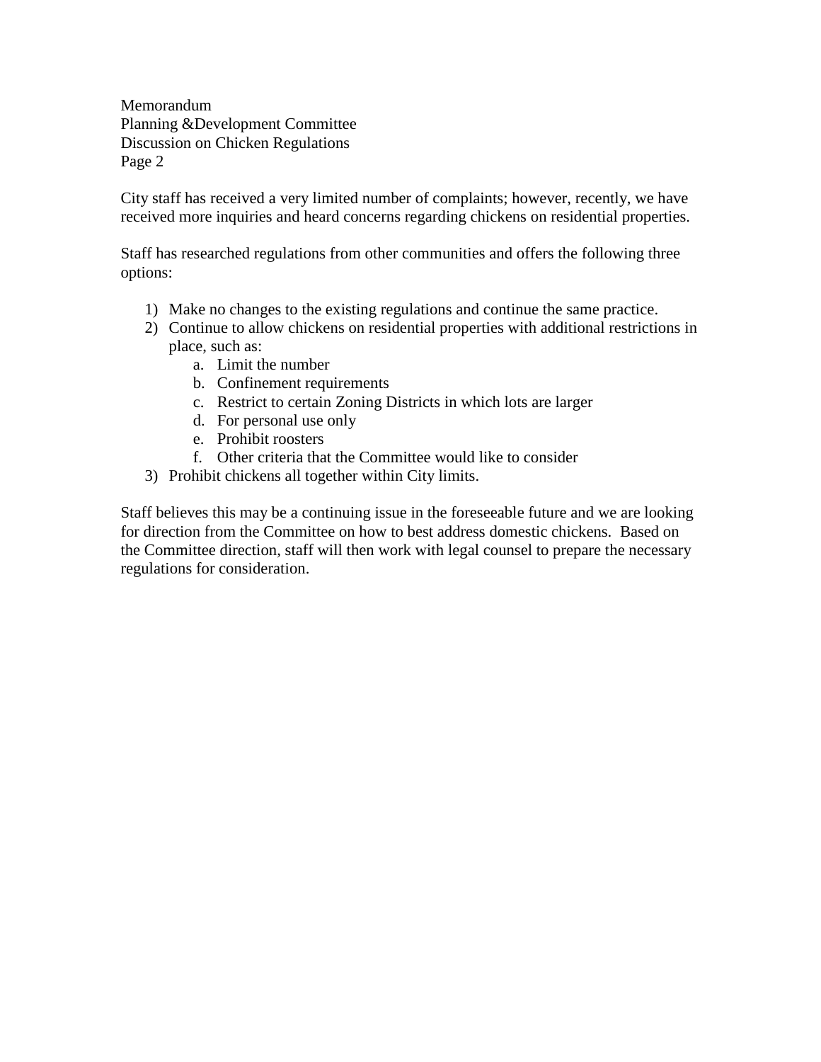City staff has received a very limited number of complaints; however, recently, we have received more inquiries and heard concerns regarding chickens on residential properties.

Staff has researched regulations from other communities and offers the following three options:

1) Make no changes to the existing regulations and continue the same practice.
2) Continue to allow chickens on residential properties with additional restrictions in place, such as:
   a. Limit the number
   b. Confinement requirements
   c. Restrict to certain Zoning Districts in which lots are larger
   d. For personal use only
   e. Prohibit roosters
   f. Other criteria that the Committee would like to consider
3) Prohibit chickens all together within City limits.

Staff believes this may be a continuing issue in the foreseeable future and we are looking for direction from the Committee on how to best address domestic chickens. Based on the Committee direction, staff will then work with legal counsel to prepare the necessary regulations for consideration.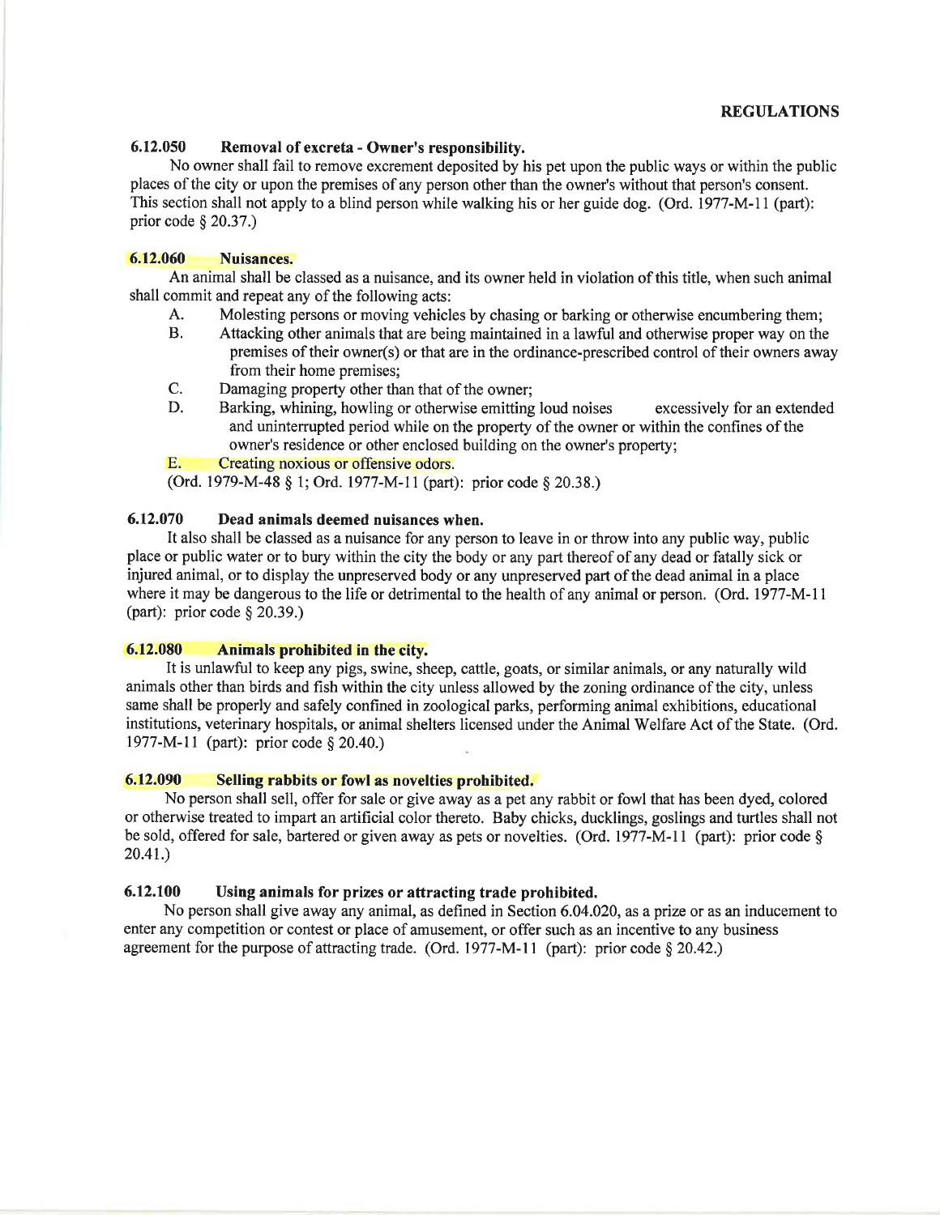### 6.12.050 Removal of excreta - Owner's responsibility.

No owner shall fail to remove excrement deposited by his pet upon the public ways or within the public places of the city or upon the premises of any person other than the owner's without that person's consent. This section shall not apply to a blind person while walking his or her guide dog. (Ord. 1977-M-11 (part): prior code § 20.37.)

### 6.12.060 Nuisances.

An animal shall be classed as a nuisance, and its owner held in violation of this title, when such animal shall commit and repeat any of the following acts:

A. Molesting persons or moving vehicles by chasing or barking or otherwise encumbering them;

B. Attacking other animals that are being maintained in a lawful and otherwise proper way on the premises of their owner(s) or that are in the ordinance-prescribed control of their owners away from their home premises;

C. Damaging property other than that of the owner;

D. Barking, whining, howling or otherwise emitting loud noises excessively for an extended and uninterrupted period while on the property of the owner or within the confines of the owner's residence or other enclosed building on the owner's property;

E. Creating noxious or offensive odors.

(Ord. 1979-M-48 § 1; Ord. 1977-M-11 (part): prior code § 20.38.)

### 6.12.070 Dead animals deemed nuisances when.

It also shall be classed as a nuisance for any person to leave in or throw into any public way, public place or public water or to bury within the city the body or any part thereof of any dead or fatally sick or injured animal, or to display the unpreserved body or any unpreserved part of the dead animal in a place where it may be dangerous to the life or detrimental to the health of any animal or person. (Ord. 1977-M-11 (part): prior code § 20.39.)

### 6.12.080 Animals prohibited in the city.

It is unlawful to keep any pigs, swine, sheep, cattle, goats, or similar animals, or any naturally wild animals other than birds and fish within the city unless allowed by the zoning ordinance of the city, unless same shall be properly and safely confined in zoological parks, performing animal exhibitions, educational institutions, veterinary hospitals, or animal shelters licensed under the Animal Welfare Act of the State. (Ord. 1977-M-11 (part): prior code § 20.40.)

### 6.12.090 Selling rabbits or fowl as novelties prohibited.

No person shall sell, offer for sale or give away as a pet any rabbit or fowl that has been dyed, colored or otherwise treated to impart an artificial color thereto. Baby chicks, ducklings, goslings and turtles shall not be sold, offered for sale, bartered or given away as pets or novelties. (Ord. 1977-M-11 (part): prior code § 20.41.)

### 6.12.100 Using animals for prizes or attracting trade prohibited.

No person shall give away any animal, as defined in Section 6.04.020, as a prize or as an inducement to enter any competition or contest or place of amusement, or offer such as an incentive to any business agreement for the purpose of attracting trade. (Ord. 1977-M-11 (part): prior code § 20.42.)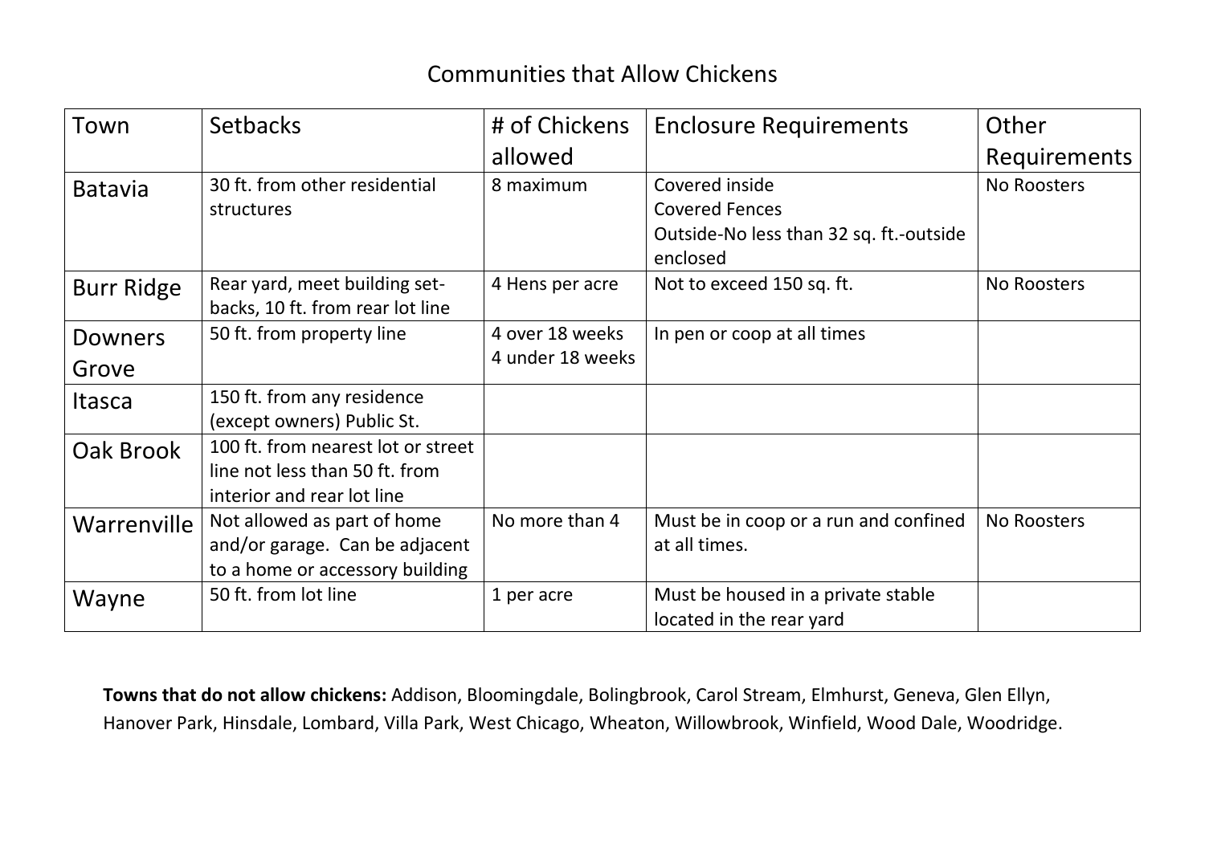# Communities that Allow Chickens

| Town | Setbacks | # of Chickens allowed | Enclosure Requirements | Other Requirements |
|---|---|---|---|---|
| Batavia | 30 ft. from other residential structures | 8 maximum | Covered inside<br>Covered Fences<br>Outside-No less than 32 sq. ft.-outside enclosed | No Roosters |
| Burr Ridge | Rear yard, meet building set-backs, 10 ft. from rear lot line | 4 Hens per acre | Not to exceed 150 sq. ft. | No Roosters |
| Downers Grove | 50 ft. from property line | 4 over 18 weeks<br>4 under 18 weeks | In pen or coop at all times | |
| Itasca | 150 ft. from any residence (except owners) Public St. | | | |
| Oak Brook | 100 ft. from nearest lot or street line not less than 50 ft. from interior and rear lot line | | | |
| Warrenville | Not allowed as part of home and/or garage. Can be adjacent to a home or accessory building | No more than 4 | Must be in coop or a run and confined at all times. | No Roosters |
| Wayne | 50 ft. from lot line | 1 per acre | Must be housed in a private stable located in the rear yard | |

**Towns that do not allow chickens:** Addison, Bloomingdale, Bolingbrook, Carol Stream, Elmhurst, Geneva, Glen Ellyn, Hanover Park, Hinsdale, Lombard, Villa Park, West Chicago, Wheaton, Willowbrook, Winfield, Wood Dale, Woodridge.